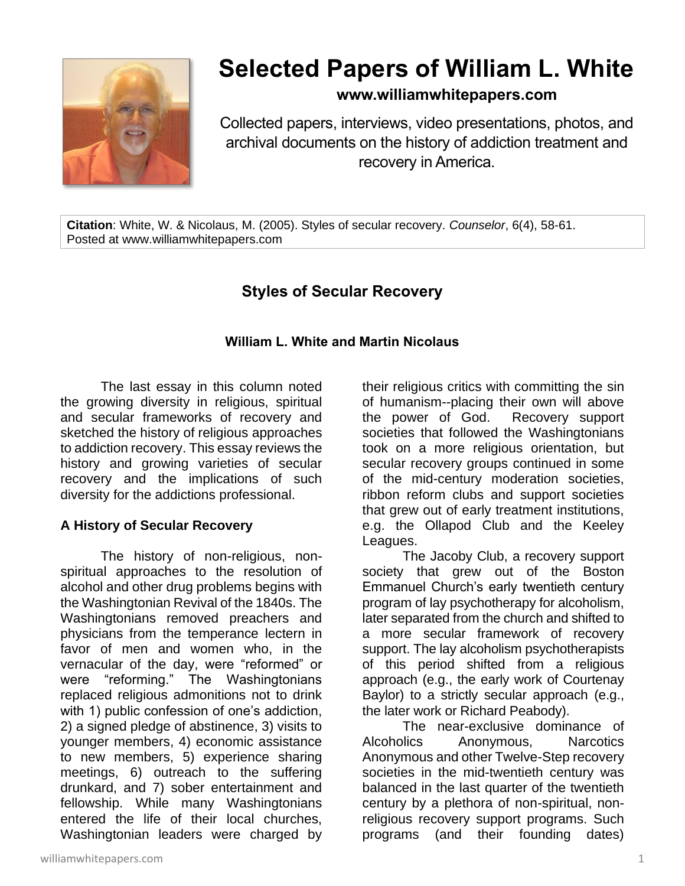# Selected Papers of William L. White

**www.williamwhitepapers.com**

Collected papers, interviews, video presentations, photos, and archival documents on the history of addiction treatment and recovery in America.

**Citation**: White, W. & Nicolaus, M. (2005). Styles of secular recovery. *Counselor*, 6(4), 58-61. Posted at www.williamwhitepapers.com

## Styles of Secular Recovery

**William L. White and Martin Nicolaus**

The last essay in this column noted the growing diversity in religious, spiritual and secular frameworks of recovery and sketched the history of religious approaches to addiction recovery. This essay reviews the history and growing varieties of secular recovery and the implications of such diversity for the addictions professional.

### A History of Secular Recovery

The history of non-religious, non-spiritual approaches to the resolution of alcohol and other drug problems begins with the Washingtonian Revival of the 1840s. The Washingtonians removed preachers and physicians from the temperance lectern in favor of men and women who, in the vernacular of the day, were "reformed" or were "reforming." The Washingtonians replaced religious admonitions not to drink with 1) public confession of one's addiction, 2) a signed pledge of abstinence, 3) visits to younger members, 4) economic assistance to new members, 5) experience sharing meetings, 6) outreach to the suffering drunkard, and 7) sober entertainment and fellowship. While many Washingtonians entered the life of their local churches, Washingtonian leaders were charged by their religious critics with committing the sin of humanism--placing their own will above the power of God. Recovery support societies that followed the Washingtonians took on a more religious orientation, but secular recovery groups continued in some of the mid-century moderation societies, ribbon reform clubs and support societies that grew out of early treatment institutions, e.g. the Ollapod Club and the Keeley Leagues.

The Jacoby Club, a recovery support society that grew out of the Boston Emmanuel Church's early twentieth century program of lay psychotherapy for alcoholism, later separated from the church and shifted to a more secular framework of recovery support. The lay alcoholism psychotherapists of this period shifted from a religious approach (e.g., the early work of Courtenay Baylor) to a strictly secular approach (e.g., the later work or Richard Peabody).

The near-exclusive dominance of Alcoholics Anonymous, Narcotics Anonymous and other Twelve-Step recovery societies in the mid-twentieth century was balanced in the last quarter of the twentieth century by a plethora of non-spiritual, non-religious recovery support programs. Such programs (and their founding dates)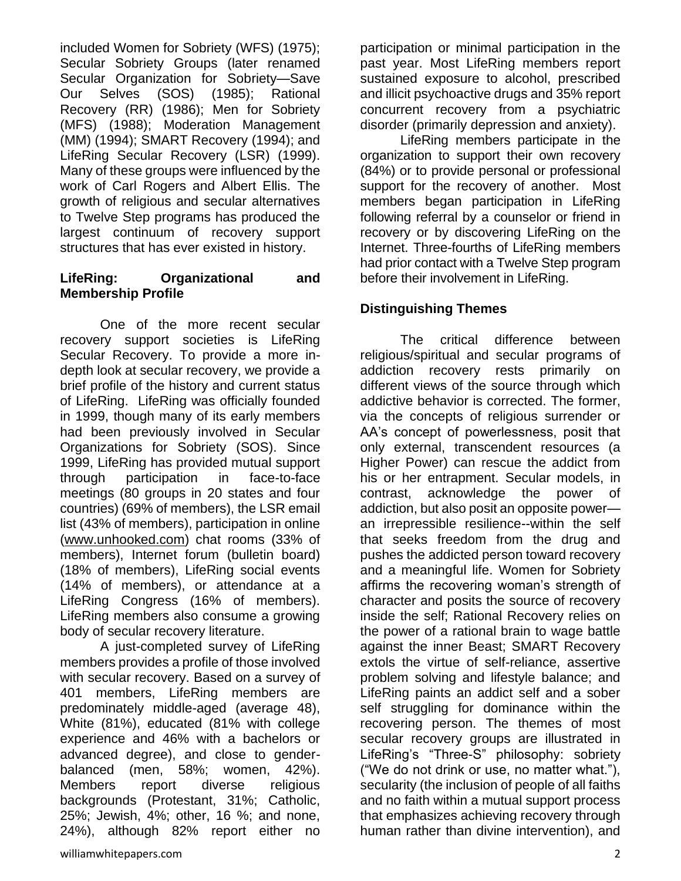included Women for Sobriety (WFS) (1975); Secular Sobriety Groups (later renamed Secular Organization for Sobriety—Save Our Selves (SOS) (1985); Rational Recovery (RR) (1986); Men for Sobriety (MFS) (1988); Moderation Management (MM) (1994); SMART Recovery (1994); and LifeRing Secular Recovery (LSR) (1999). Many of these groups were influenced by the work of Carl Rogers and Albert Ellis. The growth of religious and secular alternatives to Twelve Step programs has produced the largest continuum of recovery support structures that has ever existed in history.

**LifeRing: Organizational and Membership Profile**

One of the more recent secular recovery support societies is LifeRing Secular Recovery. To provide a more in-depth look at secular recovery, we provide a brief profile of the history and current status of LifeRing. LifeRing was officially founded in 1999, though many of its early members had been previously involved in Secular Organizations for Sobriety (SOS). Since 1999, LifeRing has provided mutual support through participation in face-to-face meetings (80 groups in 20 states and four countries) (69% of members), the LSR email list (43% of members), participation in online (www.unhooked.com) chat rooms (33% of members), Internet forum (bulletin board) (18% of members), LifeRing social events (14% of members), or attendance at a LifeRing Congress (16% of members). LifeRing members also consume a growing body of secular recovery literature.

A just-completed survey of LifeRing members provides a profile of those involved with secular recovery. Based on a survey of 401 members, LifeRing members are predominately middle-aged (average 48), White (81%), educated (81% with college experience and 46% with a bachelors or advanced degree), and close to gender-balanced (men, 58%; women, 42%). Members report diverse religious backgrounds (Protestant, 31%; Catholic, 25%; Jewish, 4%; other, 16 %; and none, 24%), although 82% report either no participation or minimal participation in the past year. Most LifeRing members report sustained exposure to alcohol, prescribed and illicit psychoactive drugs and 35% report concurrent recovery from a psychiatric disorder (primarily depression and anxiety).

LifeRing members participate in the organization to support their own recovery (84%) or to provide personal or professional support for the recovery of another. Most members began participation in LifeRing following referral by a counselor or friend in recovery or by discovering LifeRing on the Internet. Three-fourths of LifeRing members had prior contact with a Twelve Step program before their involvement in LifeRing.

**Distinguishing Themes**

The critical difference between religious/spiritual and secular programs of addiction recovery rests primarily on different views of the source through which addictive behavior is corrected. The former, via the concepts of religious surrender or AA's concept of powerlessness, posit that only external, transcendent resources (a Higher Power) can rescue the addict from his or her entrapment. Secular models, in contrast, acknowledge the power of addiction, but also posit an opposite power—an irrepressible resilience--within the self that seeks freedom from the drug and pushes the addicted person toward recovery and a meaningful life. Women for Sobriety affirms the recovering woman's strength of character and posits the source of recovery inside the self; Rational Recovery relies on the power of a rational brain to wage battle against the inner Beast; SMART Recovery extols the virtue of self-reliance, assertive problem solving and lifestyle balance; and LifeRing paints an addict self and a sober self struggling for dominance within the recovering person. The themes of most secular recovery groups are illustrated in LifeRing's "Three-S" philosophy: sobriety ("We do not drink or use, no matter what."), secularity (the inclusion of people of all faiths and no faith within a mutual support process that emphasizes achieving recovery through human rather than divine intervention), and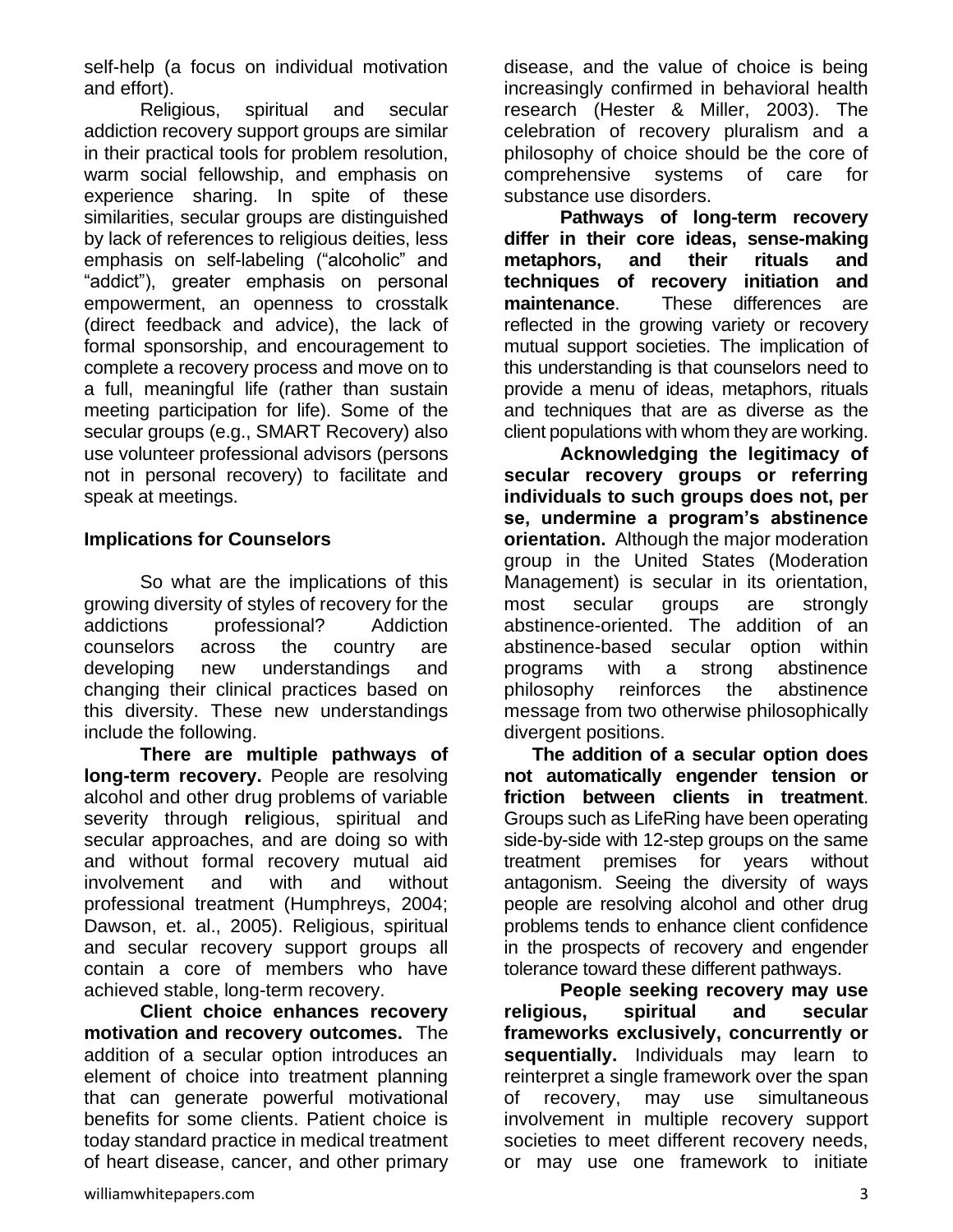self-help (a focus on individual motivation and effort).

Religious, spiritual and secular addiction recovery support groups are similar in their practical tools for problem resolution, warm social fellowship, and emphasis on experience sharing. In spite of these similarities, secular groups are distinguished by lack of references to religious deities, less emphasis on self-labeling (“alcoholic” and “addict”), greater emphasis on personal empowerment, an openness to crosstalk (direct feedback and advice), the lack of formal sponsorship, and encouragement to complete a recovery process and move on to a full, meaningful life (rather than sustain meeting participation for life). Some of the secular groups (e.g., SMART Recovery) also use volunteer professional advisors (persons not in personal recovery) to facilitate and speak at meetings.

## Implications for Counselors

So what are the implications of this growing diversity of styles of recovery for the addictions professional? Addiction counselors across the country are developing new understandings and changing their clinical practices based on this diversity. These new understandings include the following.

**There are multiple pathways of long-term recovery.** People are resolving alcohol and other drug problems of variable severity through religious, spiritual and secular approaches, and are doing so with and without formal recovery mutual aid involvement and with and without professional treatment (Humphreys, 2004; Dawson, et. al., 2005). Religious, spiritual and secular recovery support groups all contain a core of members who have achieved stable, long-term recovery.

**Client choice enhances recovery motivation and recovery outcomes.** The addition of a secular option introduces an element of choice into treatment planning that can generate powerful motivational benefits for some clients. Patient choice is today standard practice in medical treatment of heart disease, cancer, and other primary disease, and the value of choice is being increasingly confirmed in behavioral health research (Hester & Miller, 2003). The celebration of recovery pluralism and a philosophy of choice should be the core of comprehensive systems of care for substance use disorders.

**Pathways of long-term recovery differ in their core ideas, sense-making metaphors, and their rituals and techniques of recovery initiation and maintenance**. These differences are reflected in the growing variety or recovery mutual support societies. The implication of this understanding is that counselors need to provide a menu of ideas, metaphors, rituals and techniques that are as diverse as the client populations with whom they are working.

**Acknowledging the legitimacy of secular recovery groups or referring individuals to such groups does not, per se, undermine a program’s abstinence orientation.** Although the major moderation group in the United States (Moderation Management) is secular in its orientation, most secular groups are strongly abstinence-oriented. The addition of an abstinence-based secular option within programs with a strong abstinence philosophy reinforces the abstinence message from two otherwise philosophically divergent positions.

**The addition of a secular option does not automatically engender tension or friction between clients in treatment**. Groups such as LifeRing have been operating side-by-side with 12-step groups on the same treatment premises for years without antagonism. Seeing the diversity of ways people are resolving alcohol and other drug problems tends to enhance client confidence in the prospects of recovery and engender tolerance toward these different pathways.

**People seeking recovery may use religious, spiritual and secular frameworks exclusively, concurrently or sequentially.** Individuals may learn to reinterpret a single framework over the span of recovery, may use simultaneous involvement in multiple recovery support societies to meet different recovery needs, or may use one framework to initiate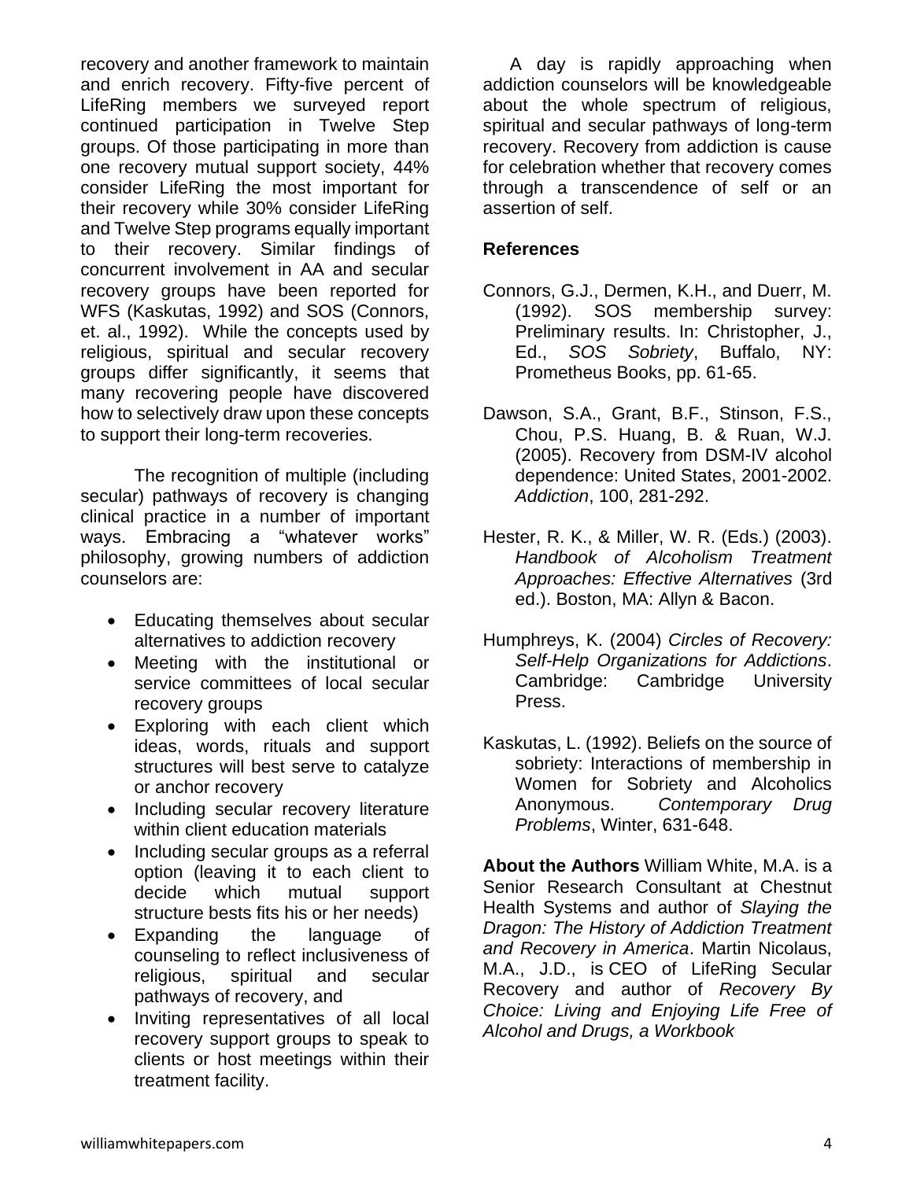recovery and another framework to maintain and enrich recovery. Fifty-five percent of LifeRing members we surveyed report continued participation in Twelve Step groups. Of those participating in more than one recovery mutual support society, 44% consider LifeRing the most important for their recovery while 30% consider LifeRing and Twelve Step programs equally important to their recovery. Similar findings of concurrent involvement in AA and secular recovery groups have been reported for WFS (Kaskutas, 1992) and SOS (Connors, et. al., 1992). While the concepts used by religious, spiritual and secular recovery groups differ significantly, it seems that many recovering people have discovered how to selectively draw upon these concepts to support their long-term recoveries.

The recognition of multiple (including secular) pathways of recovery is changing clinical practice in a number of important ways. Embracing a "whatever works" philosophy, growing numbers of addiction counselors are:

- Educating themselves about secular alternatives to addiction recovery
- Meeting with the institutional or service committees of local secular recovery groups
- Exploring with each client which ideas, words, rituals and support structures will best serve to catalyze or anchor recovery
- Including secular recovery literature within client education materials
- Including secular groups as a referral option (leaving it to each client to decide which mutual support structure bests fits his or her needs)
- Expanding the language of counseling to reflect inclusiveness of religious, spiritual and secular pathways of recovery, and
- Inviting representatives of all local recovery support groups to speak to clients or host meetings within their treatment facility.

A day is rapidly approaching when addiction counselors will be knowledgeable about the whole spectrum of religious, spiritual and secular pathways of long-term recovery. Recovery from addiction is cause for celebration whether that recovery comes through a transcendence of self or an assertion of self.

**References**

Connors, G.J., Dermen, K.H., and Duerr, M. (1992). SOS membership survey: Preliminary results. In: Christopher, J., Ed., *SOS Sobriety*, Buffalo, NY: Prometheus Books, pp. 61-65.

Dawson, S.A., Grant, B.F., Stinson, F.S., Chou, P.S. Huang, B. & Ruan, W.J. (2005). Recovery from DSM-IV alcohol dependence: United States, 2001-2002. *Addiction*, 100, 281-292.

Hester, R. K., & Miller, W. R. (Eds.) (2003). *Handbook of Alcoholism Treatment Approaches: Effective Alternatives* (3rd ed.). Boston, MA: Allyn & Bacon.

Humphreys, K. (2004) *Circles of Recovery: Self-Help Organizations for Addictions*. Cambridge: Cambridge University Press.

Kaskutas, L. (1992). Beliefs on the source of sobriety: Interactions of membership in Women for Sobriety and Alcoholics Anonymous. *Contemporary Drug Problems*, Winter, 631-648.

**About the Authors** William White, M.A. is a Senior Research Consultant at Chestnut Health Systems and author of *Slaying the Dragon: The History of Addiction Treatment and Recovery in America*. Martin Nicolaus, M.A., J.D., is CEO of LifeRing Secular Recovery and author of *Recovery By Choice: Living and Enjoying Life Free of Alcohol and Drugs, a Workbook*